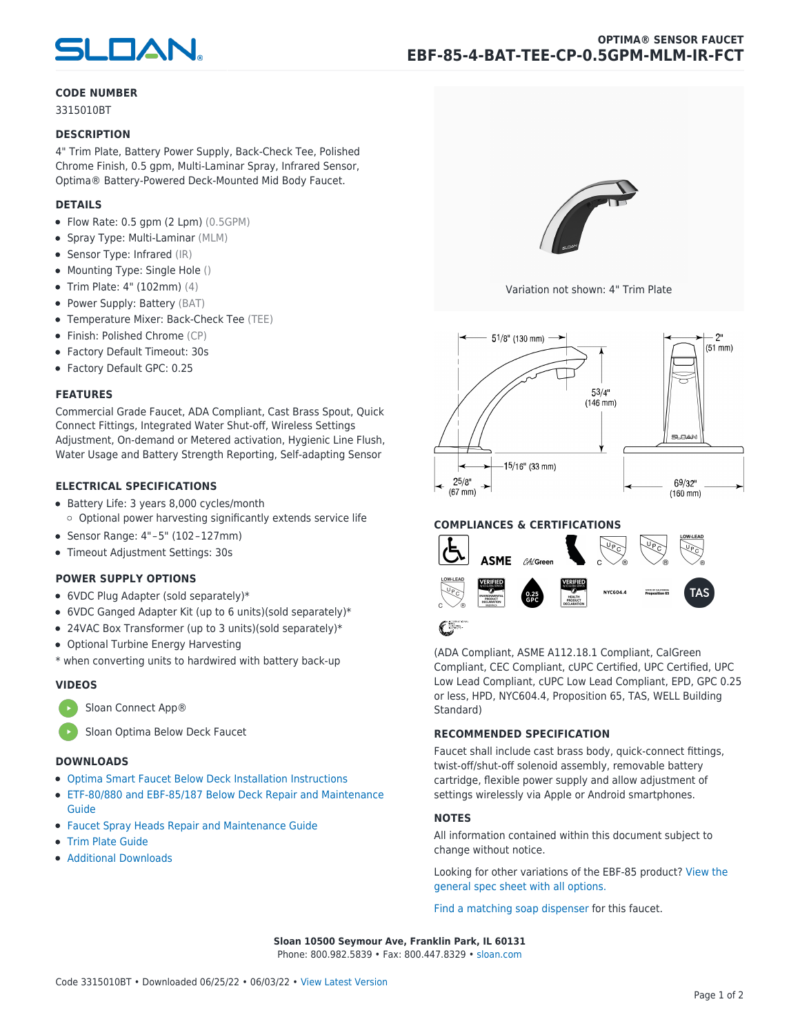SLOAN

# OPTIMA® SENSOR FAUCET
# EBF-85-4-BAT-TEE-CP-0.5GPM-MLM-IR-FCT

## CODE NUMBER

3315010BT

## DESCRIPTION

4" Trim Plate, Battery Power Supply, Back-Check Tee, Polished Chrome Finish, 0.5 gpm, Multi-Laminar Spray, Infrared Sensor, Optima® Battery-Powered Deck-Mounted Mid Body Faucet.

## DETAILS

- Flow Rate: 0.5 gpm (2 Lpm) (0.5GPM)
- Spray Type: Multi-Laminar (MLM)
- Sensor Type: Infrared (IR)
- Mounting Type: Single Hole ()
- Trim Plate: 4" (102mm) (4)
- Power Supply: Battery (BAT)
- Temperature Mixer: Back-Check Tee (TEE)
- Finish: Polished Chrome (CP)
- Factory Default Timeout: 30s
- Factory Default GPC: 0.25

## FEATURES

Commercial Grade Faucet, ADA Compliant, Cast Brass Spout, Quick Connect Fittings, Integrated Water Shut-off, Wireless Settings Adjustment, On-demand or Metered activation, Hygienic Line Flush, Water Usage and Battery Strength Reporting, Self-adapting Sensor

## ELECTRICAL SPECIFICATIONS

- Battery Life: 3 years 8,000 cycles/month
  - Optional power harvesting significantly extends service life
- Sensor Range: 4"–5" (102–127mm)
- Timeout Adjustment Settings: 30s

## POWER SUPPLY OPTIONS

- 6VDC Plug Adapter (sold separately)*
- 6VDC Ganged Adapter Kit (up to 6 units)(sold separately)*
- 24VAC Box Transformer (up to 3 units)(sold separately)*
- Optional Turbine Energy Harvesting

\* when converting units to hardwired with battery back-up

## VIDEOS

- Sloan Connect App®
- Sloan Optima Below Deck Faucet

## DOWNLOADS

- Optima Smart Faucet Below Deck Installation Instructions
- ETF-80/880 and EBF-85/187 Below Deck Repair and Maintenance Guide
- Faucet Spray Heads Repair and Maintenance Guide
- Trim Plate Guide
- Additional Downloads

Variation not shown: 4" Trim Plate

5 1/8" (130 mm); 5 3/4" (146 mm); 1 5/16" (33 mm); 2 5/8" (67 mm); 2" (51 mm); 6 9/32" (160 mm)

## COMPLIANCES & CERTIFICATIONS

(ADA Compliant, ASME A112.18.1 Compliant, CalGreen Compliant, CEC Compliant, cUPC Certified, UPC Certified, UPC Low Lead Compliant, cUPC Low Lead Compliant, EPD, GPC 0.25 or less, HPD, NYC604.4, Proposition 65, TAS, WELL Building Standard)

## RECOMMENDED SPECIFICATION

Faucet shall include cast brass body, quick-connect fittings, twist-off/shut-off solenoid assembly, removable battery cartridge, flexible power supply and allow adjustment of settings wirelessly via Apple or Android smartphones.

## NOTES

All information contained within this document subject to change without notice.

Looking for other variations of the EBF-85 product? View the general spec sheet with all options.

Find a matching soap dispenser for this faucet.

**Sloan 10500 Seymour Ave, Franklin Park, IL 60131**
Phone: 800.982.5839 • Fax: 800.447.8329 • sloan.com

Code 3315010BT • Downloaded 06/25/22 • 06/03/22 • View Latest Version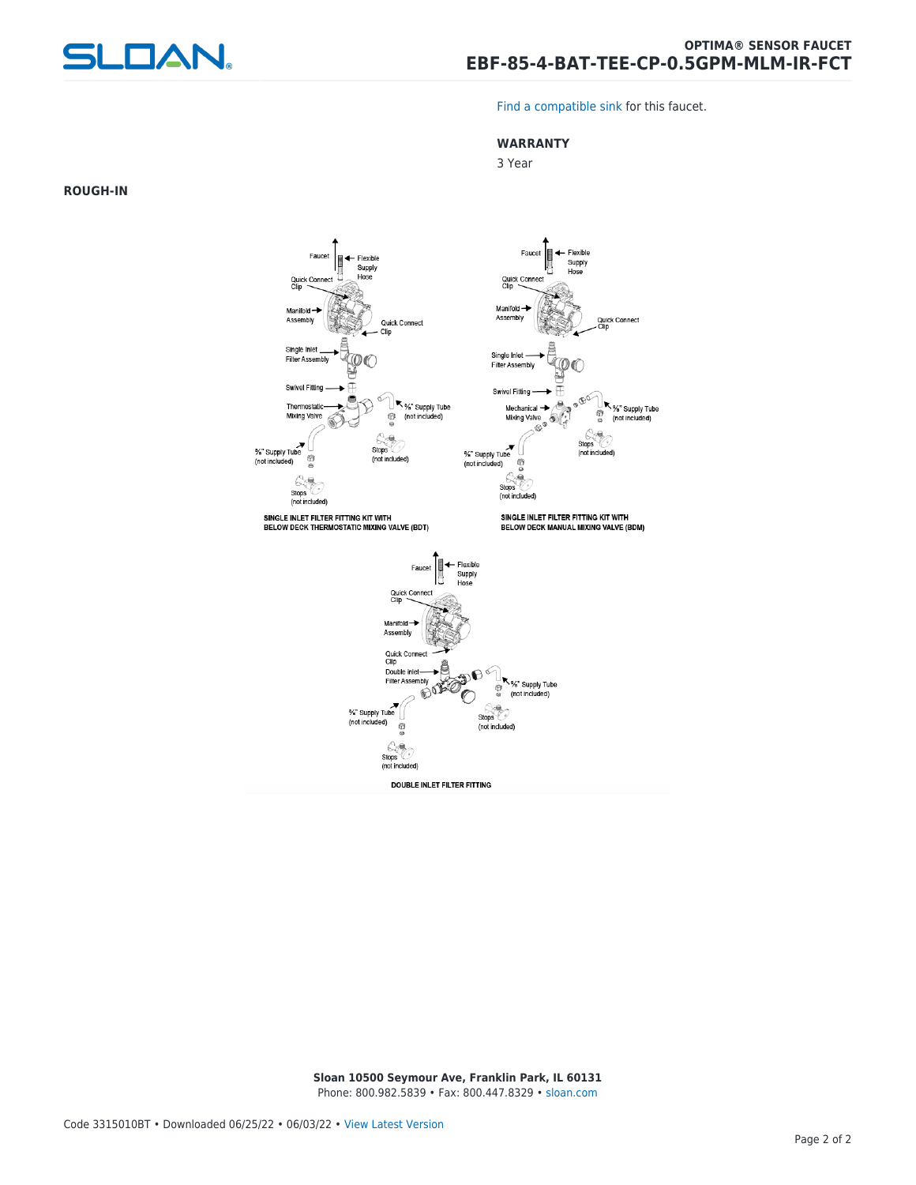Find a compatible sink for this faucet.

**WARRANTY**

3 Year

**ROUGH-IN**

Faucet
Flexible Supply Hose
Quick Connect Clip
Manifold Assembly
Quick Connect Clip
Single Inlet Filter Assembly
Swivel Fitting
Thermostatic Mixing Valve
⅜" Supply Tube (not included)
⅜" Supply Tube (not included)
Stops (not included)
Stops (not included)

SINGLE INLET FILTER FITTING KIT WITH BELOW DECK THERMOSTATIC MIXING VALVE (BDT)

Faucet
Flexible Supply Hose
Quick Connect Clip
Manifold Assembly
Quick Connect Clip
Single Inlet Filter Assembly
Swivel Fitting
Mechanical Mixing Valve
⅜" Supply Tube (not included)
⅜" Supply Tube (not included)
Stops (not included)
Stops (not included)

SINGLE INLET FILTER FITTING KIT WITH BELOW DECK MANUAL MIXING VALVE (BDM)

Faucet
Flexible Supply Hose
Quick Connect Clip
Manifold Assembly
Quick Connect Clip
Double Inlet Filter Assembly
⅜" Supply Tube (not included)
⅜" Supply Tube (not included)
Stops (not included)
Stops (not included)

DOUBLE INLET FILTER FITTING

**Sloan 10500 Seymour Ave, Franklin Park, IL 60131**
Phone: 800.982.5839 • Fax: 800.447.8329 • sloan.com

Code 3315010BT • Downloaded 06/25/22 • 06/03/22 • View Latest Version